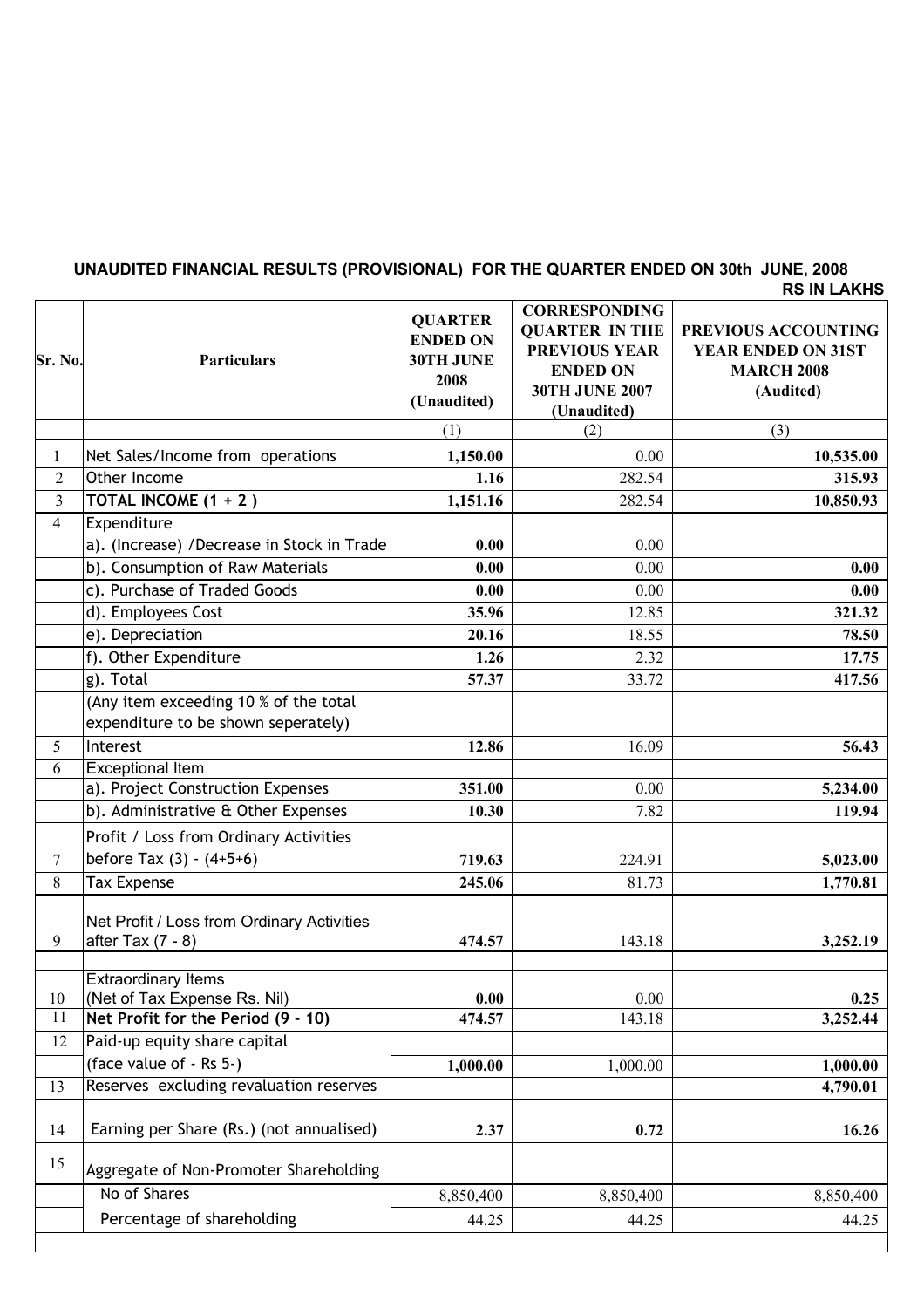## UNAUDITED FINANCIAL RESULTS (PROVISIONAL) FOR THE QUARTER ENDED ON 30th JUNE, 2008

**RS IN LAKHS**

| Sr. No. | Particulars | QUARTER ENDED ON 30TH JUNE 2008 (Unaudited) | CORRESPONDING QUARTER IN THE PREVIOUS YEAR ENDED ON 30TH JUNE 2007 (Unaudited) | PREVIOUS ACCOUNTING YEAR ENDED ON 31ST MARCH 2008 (Audited) |
|---|---|---|---|---|
| | | (1) | (2) | (3) |
| 1 | Net Sales/Income from operations | **1,150.00** | 0.00 | **10,535.00** |
| 2 | Other Income | **1.16** | 282.54 | **315.93** |
| 3 | **TOTAL INCOME (1 + 2 )** | **1,151.16** | 282.54 | **10,850.93** |
| 4 | Expenditure | | | |
| | a). (Increase) /Decrease in Stock in Trade | **0.00** | 0.00 | |
| | b). Consumption of Raw Materials | **0.00** | 0.00 | **0.00** |
| | c). Purchase of Traded Goods | **0.00** | 0.00 | **0.00** |
| | d). Employees Cost | **35.96** | 12.85 | **321.32** |
| | e). Depreciation | **20.16** | 18.55 | **78.50** |
| | f). Other Expenditure | **1.26** | 2.32 | **17.75** |
| | g). Total | **57.37** | 33.72 | **417.56** |
| | (Any item exceeding 10 % of the total expenditure to be shown seperately) | | | |
| 5 | Interest | **12.86** | 16.09 | **56.43** |
| 6 | Exceptional Item | | | |
| | a). Project Construction Expenses | **351.00** | 0.00 | **5,234.00** |
| | b). Administrative & Other Expenses | **10.30** | 7.82 | **119.94** |
| 7 | Profit / Loss from Ordinary Activities before Tax (3) - (4+5+6) | **719.63** | 224.91 | **5,023.00** |
| 8 | Tax Expense | **245.06** | 81.73 | **1,770.81** |
| 9 | Net Profit / Loss from Ordinary Activities after Tax (7 - 8) | **474.57** | 143.18 | **3,252.19** |
| | | | | |
| 10 | Extraordinary Items (Net of Tax Expense Rs. Nil) | **0.00** | 0.00 | **0.25** |
| 11 | **Net Profit for the Period (9 - 10)** | **474.57** | 143.18 | **3,252.44** |
| 12 | Paid-up equity share capital (face value of - Rs 5-) | **1,000.00** | 1,000.00 | **1,000.00** |
| 13 | Reserves excluding revaluation reserves | | | **4,790.01** |
| 14 | Earning per Share (Rs.) (not annualised) | **2.37** | **0.72** | **16.26** |
| 15 | Aggregate of Non-Promoter Shareholding | | | |
| | No of Shares | 8,850,400 | 8,850,400 | 8,850,400 |
| | Percentage of shareholding | 44.25 | 44.25 | 44.25 |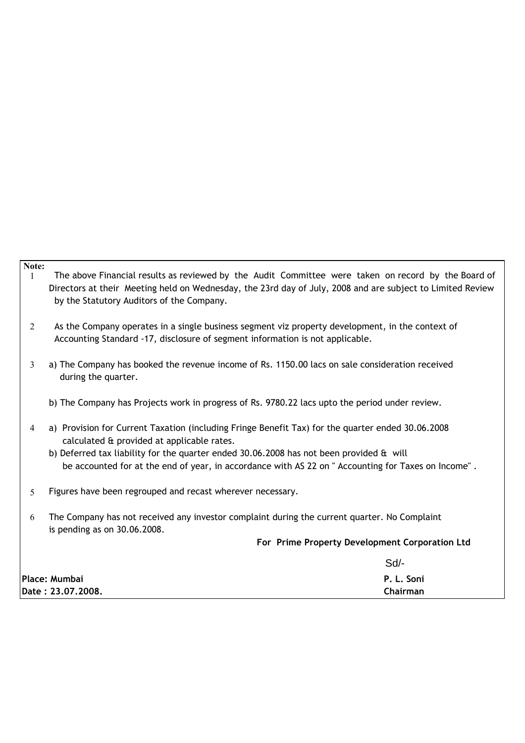**Note:**

1. The above Financial results as reviewed by the Audit Committee were taken on record by the Board of Directors at their Meeting held on Wednesday, the 23rd day of July, 2008 and are subject to Limited Review by the Statutory Auditors of the Company.

2. As the Company operates in a single business segment viz property development, in the context of Accounting Standard -17, disclosure of segment information is not applicable.

3. a) The Company has booked the revenue income of Rs. 1150.00 lacs on sale consideration received during the quarter.

   b) The Company has Projects work in progress of Rs. 9780.22 lacs upto the period under review.

4. a) Provision for Current Taxation (including Fringe Benefit Tax) for the quarter ended 30.06.2008 calculated & provided at applicable rates.

   b) Deferred tax liability for the quarter ended 30.06.2008 has not been provided & will be accounted for at the end of year, in accordance with AS 22 on " Accounting for Taxes on Income" .

5. Figures have been regrouped and recast wherever necessary.

6. The Company has not received any investor complaint during the current quarter. No Complaint is pending as on 30.06.2008.

**For Prime Property Development Corporation Ltd**

Sd/-

**Place: Mumbai**
**Date : 23.07.2008.**

**P. L. Soni**
**Chairman**